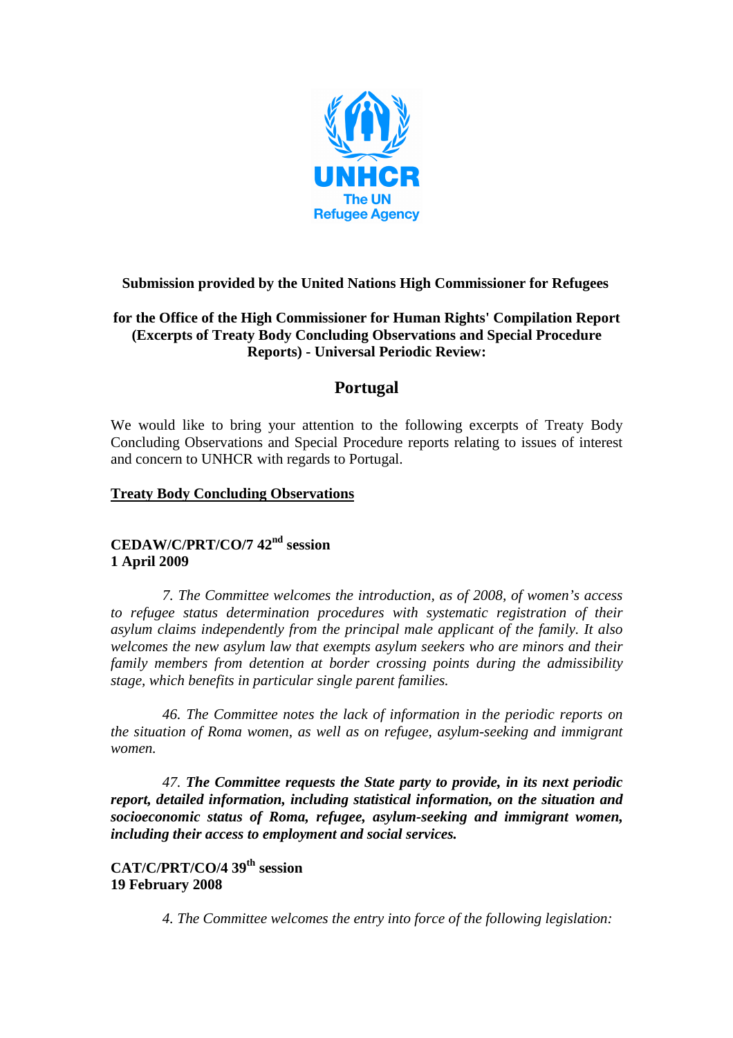**Submission provided by the United Nations High Commissioner for Refugees**

**for the Office of the High Commissioner for Human Rights' Compilation Report (Excerpts of Treaty Body Concluding Observations and Special Procedure Reports) - Universal Periodic Review:**

# Portugal

We would like to bring your attention to the following excerpts of Treaty Body Concluding Observations and Special Procedure reports relating to issues of interest and concern to UNHCR with regards to Portugal.

## Treaty Body Concluding Observations

### CEDAW/C/PRT/CO/7 42nd session
### 1 April 2009

*7. The Committee welcomes the introduction, as of 2008, of women's access to refugee status determination procedures with systematic registration of their asylum claims independently from the principal male applicant of the family. It also welcomes the new asylum law that exempts asylum seekers who are minors and their family members from detention at border crossing points during the admissibility stage, which benefits in particular single parent families.*

*46. The Committee notes the lack of information in the periodic reports on the situation of Roma women, as well as on refugee, asylum-seeking and immigrant women.*

*47.* ***The Committee requests the State party to provide, in its next periodic report, detailed information, including statistical information, on the situation and socioeconomic status of Roma, refugee, asylum-seeking and immigrant women, including their access to employment and social services.***

### CAT/C/PRT/CO/4 39th session
### 19 February 2008

*4. The Committee welcomes the entry into force of the following legislation:*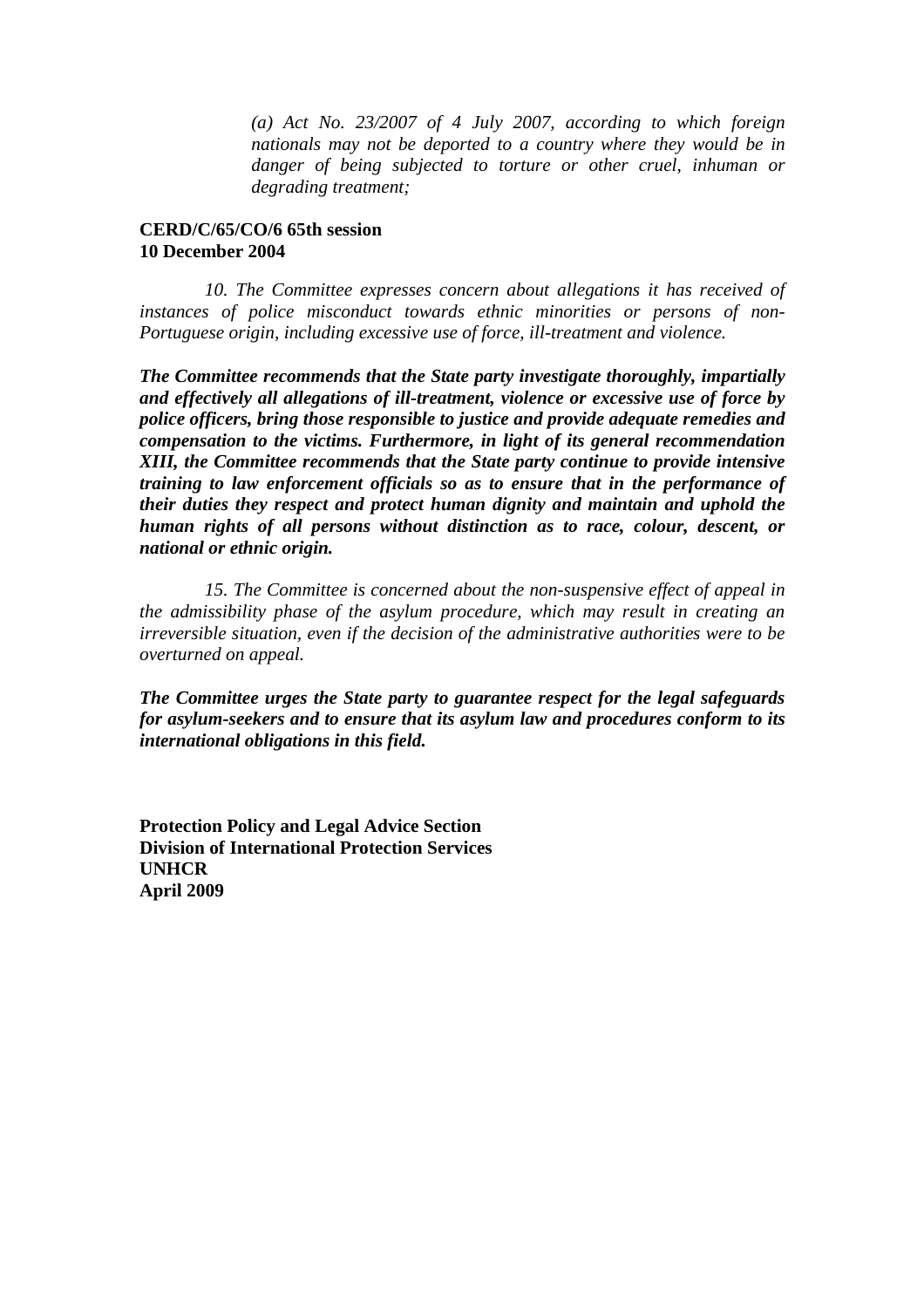*(a) Act No. 23/2007 of 4 July 2007, according to which foreign nationals may not be deported to a country where they would be in danger of being subjected to torture or other cruel, inhuman or degrading treatment;*

**CERD/C/65/CO/6 65th session**
**10 December 2004**

*10. The Committee expresses concern about allegations it has received of instances of police misconduct towards ethnic minorities or persons of non-Portuguese origin, including excessive use of force, ill-treatment and violence.*

***The Committee recommends that the State party investigate thoroughly, impartially and effectively all allegations of ill-treatment, violence or excessive use of force by police officers, bring those responsible to justice and provide adequate remedies and compensation to the victims. Furthermore, in light of its general recommendation XIII, the Committee recommends that the State party continue to provide intensive training to law enforcement officials so as to ensure that in the performance of their duties they respect and protect human dignity and maintain and uphold the human rights of all persons without distinction as to race, colour, descent, or national or ethnic origin.***

*15. The Committee is concerned about the non-suspensive effect of appeal in the admissibility phase of the asylum procedure, which may result in creating an irreversible situation, even if the decision of the administrative authorities were to be overturned on appeal.*

***The Committee urges the State party to guarantee respect for the legal safeguards for asylum-seekers and to ensure that its asylum law and procedures conform to its international obligations in this field.***

**Protection Policy and Legal Advice Section**
**Division of International Protection Services**
**UNHCR**
**April 2009**